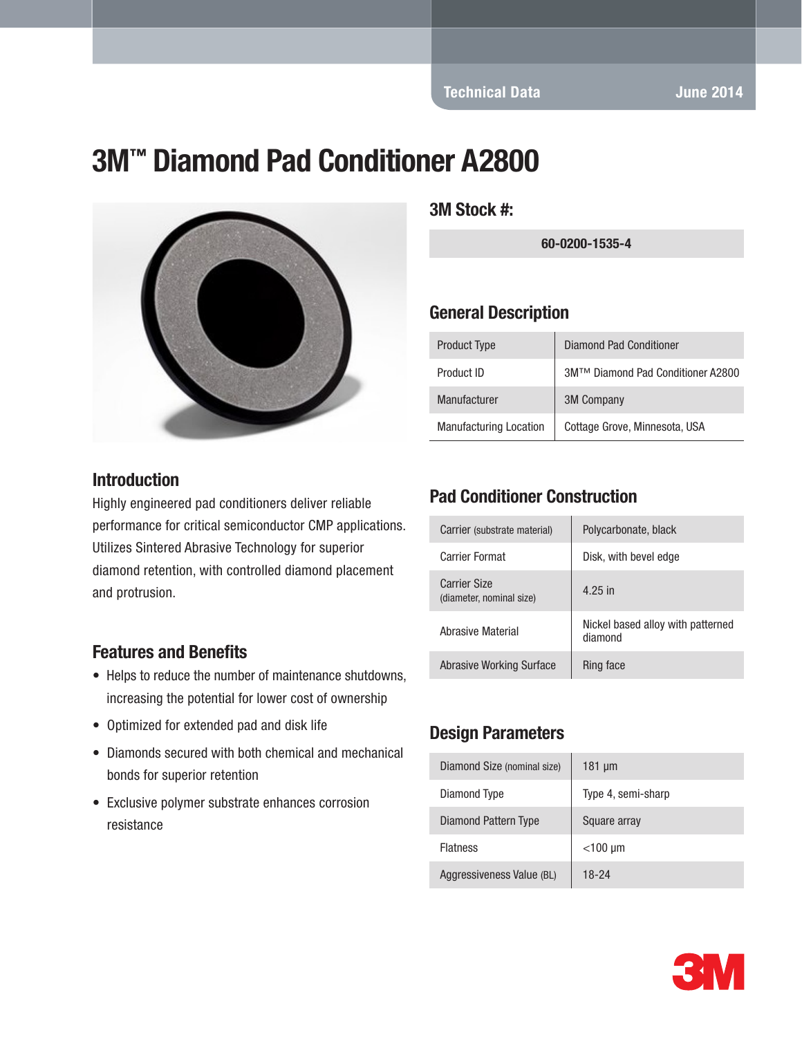Technical Data June 2014

# 3M™ Diamond Pad Conditioner A2800

## 3M Stock #:

| 60-0200-1535-4 |
|---|

## General Description

| Product Type | Diamond Pad Conditioner |
|---|---|
| Product ID | 3M™ Diamond Pad Conditioner A2800 |
| Manufacturer | 3M Company |
| Manufacturing Location | Cottage Grove, Minnesota, USA |

## Introduction

Highly engineered pad conditioners deliver reliable performance for critical semiconductor CMP applications. Utilizes Sintered Abrasive Technology for superior diamond retention, with controlled diamond placement and protrusion.

## Features and Benefits

- Helps to reduce the number of maintenance shutdowns, increasing the potential for lower cost of ownership
- Optimized for extended pad and disk life
- Diamonds secured with both chemical and mechanical bonds for superior retention
- Exclusive polymer substrate enhances corrosion resistance

## Pad Conditioner Construction

| Carrier (substrate material) | Polycarbonate, black |
|---|---|
| Carrier Format | Disk, with bevel edge |
| Carrier Size (diameter, nominal size) | 4.25 in |
| Abrasive Material | Nickel based alloy with patterned diamond |
| Abrasive Working Surface | Ring face |

## Design Parameters

| Diamond Size (nominal size) | 181 µm |
|---|---|
| Diamond Type | Type 4, semi-sharp |
| Diamond Pattern Type | Square array |
| Flatness | <100 µm |
| Aggressiveness Value (BL) | 18-24 |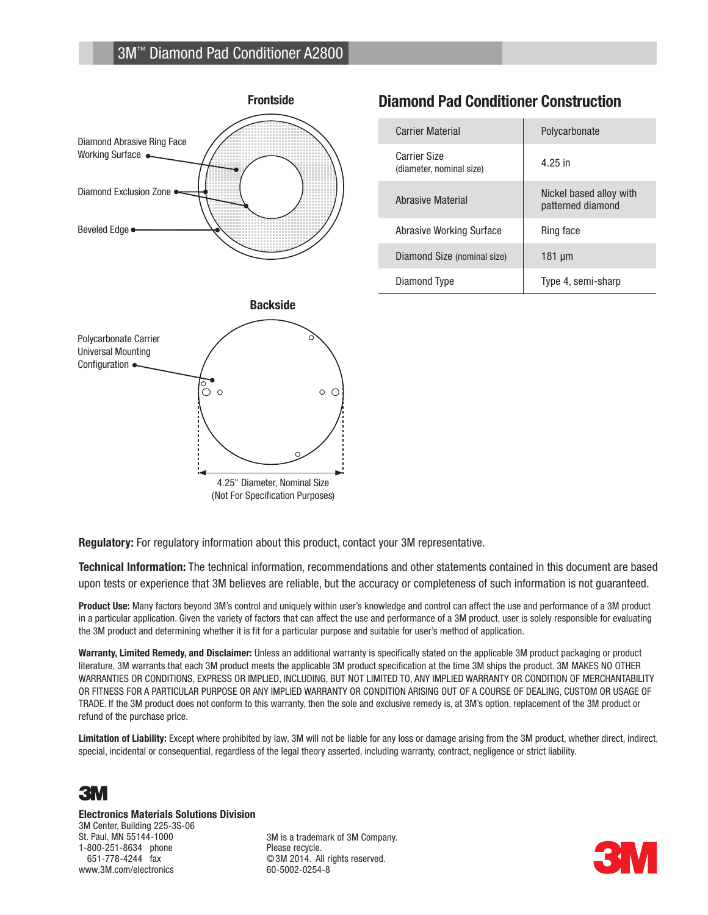# 3M™ Diamond Pad Conditioner A2800

**Frontside**

Diamond Abrasive Ring Face Working Surface

Diamond Exclusion Zone

Beveled Edge

**Backside**

Polycarbonate Carrier Universal Mounting Configuration

4.25" Diameter, Nominal Size
(Not For Specification Purposes)

## Diamond Pad Conditioner Construction

| | |
|---|---|
| Carrier Material | Polycarbonate |
| Carrier Size (diameter, nominal size) | 4.25 in |
| Abrasive Material | Nickel based alloy with patterned diamond |
| Abrasive Working Surface | Ring face |
| Diamond Size (nominal size) | 181 µm |
| Diamond Type | Type 4, semi-sharp |

**Regulatory:** For regulatory information about this product, contact your 3M representative.

**Technical Information:** The technical information, recommendations and other statements contained in this document are based upon tests or experience that 3M believes are reliable, but the accuracy or completeness of such information is not guaranteed.

**Product Use:** Many factors beyond 3M's control and uniquely within user's knowledge and control can affect the use and performance of a 3M product in a particular application. Given the variety of factors that can affect the use and performance of a 3M product, user is solely responsible for evaluating the 3M product and determining whether it is fit for a particular purpose and suitable for user's method of application.

**Warranty, Limited Remedy, and Disclaimer:** Unless an additional warranty is specifically stated on the applicable 3M product packaging or product literature, 3M warrants that each 3M product meets the applicable 3M product specification at the time 3M ships the product. 3M MAKES NO OTHER WARRANTIES OR CONDITIONS, EXPRESS OR IMPLIED, INCLUDING, BUT NOT LIMITED TO, ANY IMPLIED WARRANTY OR CONDITION OF MERCHANTABILITY OR FITNESS FOR A PARTICULAR PURPOSE OR ANY IMPLIED WARRANTY OR CONDITION ARISING OUT OF A COURSE OF DEALING, CUSTOM OR USAGE OF TRADE. If the 3M product does not conform to this warranty, then the sole and exclusive remedy is, at 3M's option, replacement of the 3M product or refund of the purchase price.

**Limitation of Liability:** Except where prohibited by law, 3M will not be liable for any loss or damage arising from the 3M product, whether direct, indirect, special, incidental or consequential, regardless of the legal theory asserted, including warranty, contract, negligence or strict liability.

3M

**Electronics Materials Solutions Division**
3M Center, Building 225-3S-06
St. Paul, MN 55144-1000
1-800-251-8634 phone
651-778-4244 fax
www.3M.com/electronics

3M is a trademark of 3M Company.
Please recycle.
©3M 2014. All rights reserved.
60-5002-0254-8

3M